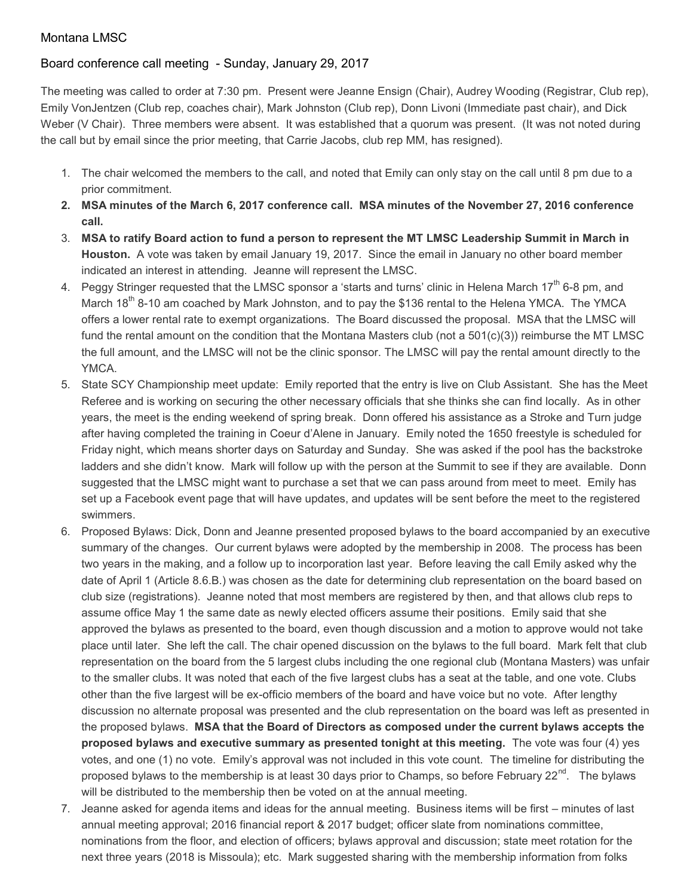Montana LMSC

Board conference call meeting - Sunday, January 29, 2017

The meeting was called to order at 7:30 pm. Present were Jeanne Ensign (Chair), Audrey Wooding (Registrar, Club rep), Emily VonJentzen (Club rep, coaches chair), Mark Johnston (Club rep), Donn Livoni (Immediate past chair), and Dick Weber (V Chair). Three members were absent. It was established that a quorum was present. (It was not noted during the call but by email since the prior meeting, that Carrie Jacobs, club rep MM, has resigned).

1. The chair welcomed the members to the call, and noted that Emily can only stay on the call until 8 pm due to a prior commitment.
2. **MSA minutes of the March 6, 2017 conference call. MSA minutes of the November 27, 2016 conference call.**
3. **MSA to ratify Board action to fund a person to represent the MT LMSC Leadership Summit in March in Houston.** A vote was taken by email January 19, 2017. Since the email in January no other board member indicated an interest in attending. Jeanne will represent the LMSC.
4. Peggy Stringer requested that the LMSC sponsor a 'starts and turns' clinic in Helena March 17th 6-8 pm, and March 18th 8-10 am coached by Mark Johnston, and to pay the $136 rental to the Helena YMCA. The YMCA offers a lower rental rate to exempt organizations. The Board discussed the proposal. MSA that the LMSC will fund the rental amount on the condition that the Montana Masters club (not a 501(c)(3)) reimburse the MT LMSC the full amount, and the LMSC will not be the clinic sponsor. The LMSC will pay the rental amount directly to the YMCA.
5. State SCY Championship meet update: Emily reported that the entry is live on Club Assistant. She has the Meet Referee and is working on securing the other necessary officials that she thinks she can find locally. As in other years, the meet is the ending weekend of spring break. Donn offered his assistance as a Stroke and Turn judge after having completed the training in Coeur d'Alene in January. Emily noted the 1650 freestyle is scheduled for Friday night, which means shorter days on Saturday and Sunday. She was asked if the pool has the backstroke ladders and she didn't know. Mark will follow up with the person at the Summit to see if they are available. Donn suggested that the LMSC might want to purchase a set that we can pass around from meet to meet. Emily has set up a Facebook event page that will have updates, and updates will be sent before the meet to the registered swimmers.
6. Proposed Bylaws: Dick, Donn and Jeanne presented proposed bylaws to the board accompanied by an executive summary of the changes. Our current bylaws were adopted by the membership in 2008. The process has been two years in the making, and a follow up to incorporation last year. Before leaving the call Emily asked why the date of April 1 (Article 8.6.B.) was chosen as the date for determining club representation on the board based on club size (registrations). Jeanne noted that most members are registered by then, and that allows club reps to assume office May 1 the same date as newly elected officers assume their positions. Emily said that she approved the bylaws as presented to the board, even though discussion and a motion to approve would not take place until later. She left the call. The chair opened discussion on the bylaws to the full board. Mark felt that club representation on the board from the 5 largest clubs including the one regional club (Montana Masters) was unfair to the smaller clubs. It was noted that each of the five largest clubs has a seat at the table, and one vote. Clubs other than the five largest will be ex-officio members of the board and have voice but no vote. After lengthy discussion no alternate proposal was presented and the club representation on the board was left as presented in the proposed bylaws. **MSA that the Board of Directors as composed under the current bylaws accepts the proposed bylaws and executive summary as presented tonight at this meeting.** The vote was four (4) yes votes, and one (1) no vote. Emily's approval was not included in this vote count. The timeline for distributing the proposed bylaws to the membership is at least 30 days prior to Champs, so before February 22nd. The bylaws will be distributed to the membership then be voted on at the annual meeting.
7. Jeanne asked for agenda items and ideas for the annual meeting. Business items will be first – minutes of last annual meeting approval; 2016 financial report & 2017 budget; officer slate from nominations committee, nominations from the floor, and election of officers; bylaws approval and discussion; state meet rotation for the next three years (2018 is Missoula); etc. Mark suggested sharing with the membership information from folks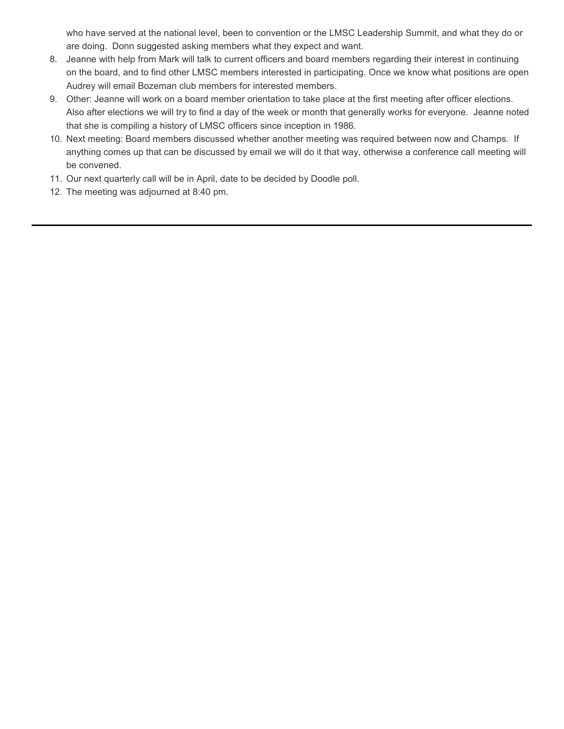who have served at the national level, been to convention or the LMSC Leadership Summit, and what they do or are doing. Donn suggested asking members what they expect and want.

8. Jeanne with help from Mark will talk to current officers and board members regarding their interest in continuing on the board, and to find other LMSC members interested in participating. Once we know what positions are open Audrey will email Bozeman club members for interested members.
9. Other: Jeanne will work on a board member orientation to take place at the first meeting after officer elections. Also after elections we will try to find a day of the week or month that generally works for everyone. Jeanne noted that she is compiling a history of LMSC officers since inception in 1986.
10. Next meeting: Board members discussed whether another meeting was required between now and Champs. If anything comes up that can be discussed by email we will do it that way, otherwise a conference call meeting will be convened.
11. Our next quarterly call will be in April, date to be decided by Doodle poll.
12. The meeting was adjourned at 8:40 pm.

---